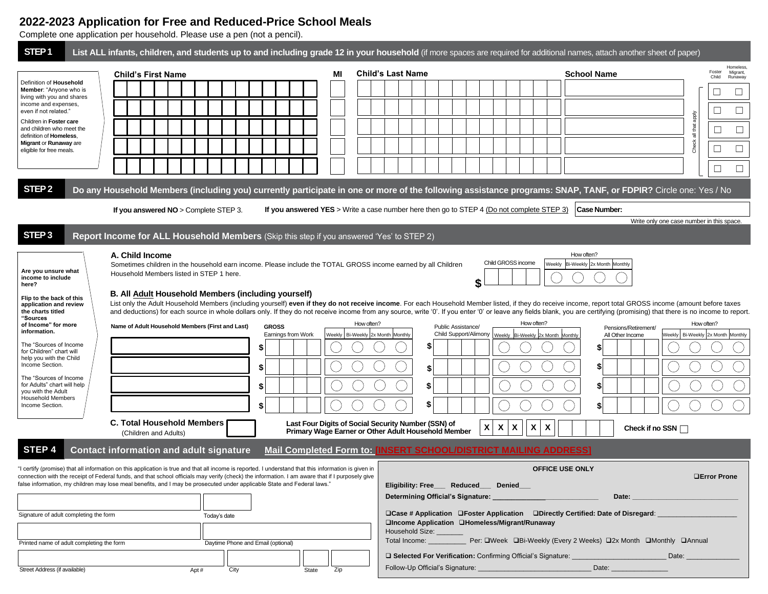# 2022-2023 Application for Free and Reduced-Price School Meals

Complete one application per household. Please use a pen (not a pencil).

## STEP 1 List ALL infants, children, and students up to and including grade 12 in your household (if more spaces are required for additional names, attach another sheet of paper)

Definition of **Household Member**: "Anyone who is living with you and shares income and expenses, even if not related."

Children in **Foster care** and children who meet the definition of **Homeless**, **Migrant** or **Runaway** are eligible for free meals.

| Child's First Name | MI | Child's Last Name | School Name | Foster Child | Homeless, Migrant, Runaway |
|---|---|---|---|---|---|
| | | | | ☐ | ☐ |
| | | | | ☐ | ☐ |
| | | | | ☐ | ☐ |
| | | | | ☐ | ☐ |
| | | | | ☐ | ☐ |

Check all that apply

## STEP 2 Do any Household Members (including you) currently participate in one or more of the following assistance programs: SNAP, TANF, or FDPIR? Circle one: Yes / No

**If you answered NO** > Complete STEP 3. **If you answered YES** > Write a case number here then go to STEP 4 (Do not complete STEP 3) **Case Number:**

Write only one case number in this space.

## STEP 3 Report Income for ALL Household Members (Skip this step if you answered 'Yes' to STEP 2)

**Are you unsure what income to include here?**

**Flip to the back of this application and review the charts titled "Sources of Income" for more information.**

The "Sources of Income for Children" chart will help you with the Child Income Section.

The "Sources of Income for Adults" chart will help you with the Adult Household Members Income Section.

### A. Child Income

Sometimes children in the household earn income. Please include the TOTAL GROSS income earned by all Children Household Members listed in STEP 1 here.

| Child GROSS income | How often? Weekly | Bi-Weekly | 2x Month | Monthly |
|---|---|---|---|---|
| $ | ◯ | ◯ | ◯ | ◯ |

### B. All Adult Household Members (including yourself)

List only the Adult Household Members (including yourself) **even if they do not receive income**. For each Household Member listed, if they do receive income, report total GROSS income (amount before taxes and deductions) for each source in whole dollars only. If they do not receive income from any source, write '0'. If you enter '0' or leave any fields blank, you are certifying (promising) that there is no income to report.

| Name of Adult Household Members (First and Last) | GROSS Earnings from Work | How often? Weekly | Bi-Weekly | 2x Month | Monthly | Public Assistance/ Child Support/Alimony | How often? Weekly | Bi-Weekly | 2x Month | Monthly | Pensions/Retirement/ All Other Income | How often? Weekly | Bi-Weekly | 2x Month | Monthly |
|---|---|---|---|---|---|---|---|---|---|---|---|---|---|---|---|
| | $ | ◯ | ◯ | ◯ | ◯ | $ | ◯ | ◯ | ◯ | ◯ | $ | ◯ | ◯ | ◯ | ◯ |
| | $ | ◯ | ◯ | ◯ | ◯ | $ | ◯ | ◯ | ◯ | ◯ | $ | ◯ | ◯ | ◯ | ◯ |
| | $ | ◯ | ◯ | ◯ | ◯ | $ | ◯ | ◯ | ◯ | ◯ | $ | ◯ | ◯ | ◯ | ◯ |
| | $ | ◯ | ◯ | ◯ | ◯ | $ | ◯ | ◯ | ◯ | ◯ | $ | ◯ | ◯ | ◯ | ◯ |

### C. Total Household Members (Children and Adults)

**Last Four Digits of Social Security Number (SSN) of Primary Wage Earner or Other Adult Household Member** X X X - X X - _ _ _ _ **Check if no SSN** ☐

## STEP 4 Contact information and adult signature **Mail Completed Form to: [INSERT SCHOOL/DISTRICT MAILING ADDRESS]**

"I certify (promise) that all information on this application is true and that all income is reported. I understand that this information is given in connection with the receipt of Federal funds, and that school officials may verify (check) the information. I am aware that if I purposely give false information, my children may lose meal benefits, and I may be prosecuted under applicable State and Federal laws."

Signature of adult completing the form | Today's date

Printed name of adult completing the form | Daytime Phone and Email (optional)

Street Address (if available) | Apt # | City | State | Zip

**OFFICE USE ONLY**

❑**Error Prone**

**Eligibility: Free___ Reduced___ Denied___**

**Determining Official's Signature:** ______________ **Date:** ______________

❑**Case # Application** ❑**Foster Application** ❑**Directly Certified: Date of Disregard**: ______________

❑**Income Application** ❑**Homeless/Migrant/Runaway**

Household Size: _______

Total Income: __________ Per: ❑Week ❑Bi-Weekly (Every 2 Weeks) ❑2x Month ❑Monthly ❑Annual

❑ **Selected For Verification:** Confirming Official's Signature: ______________ Date: ______________

Follow-Up Official's Signature: ______________ Date: ______________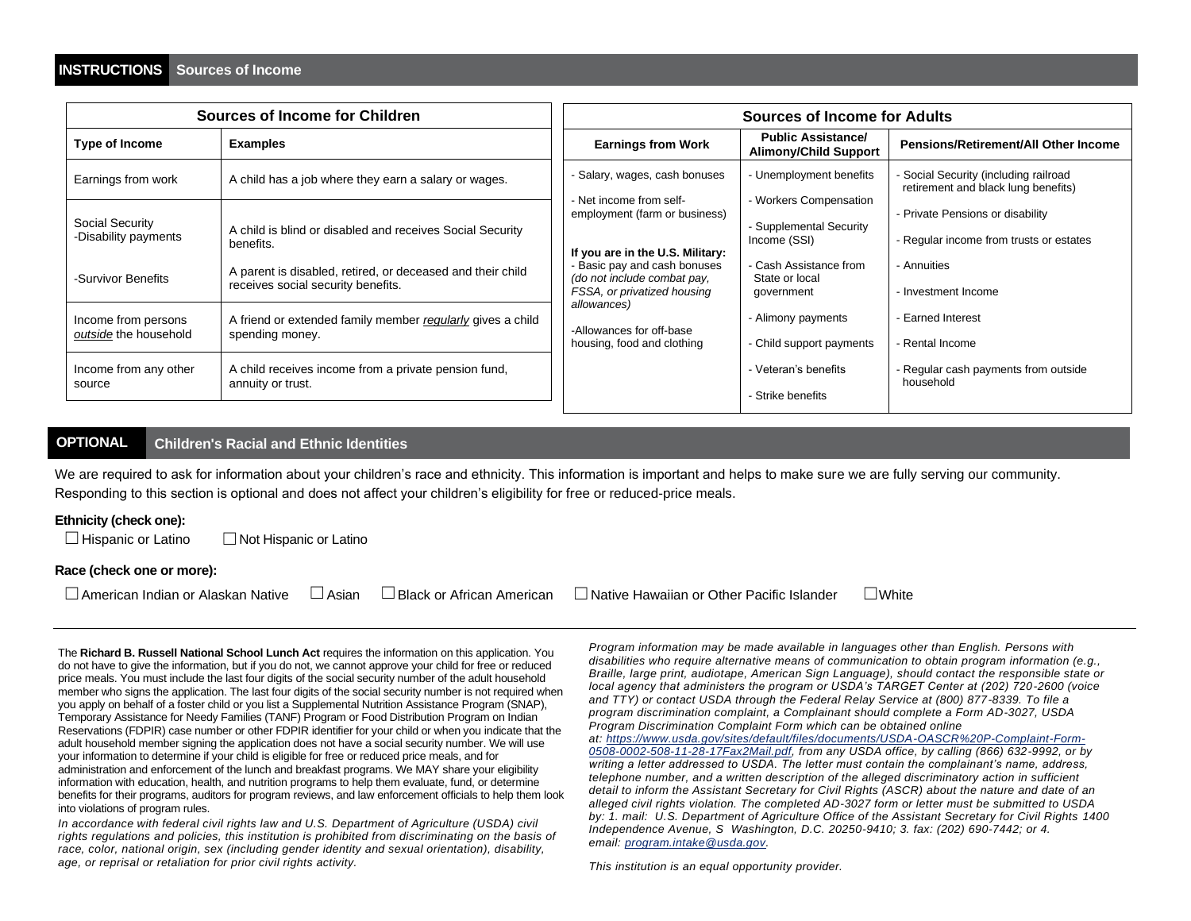## INSTRUCTIONS Sources of Income

| Sources of Income for Children | |
|---|---|
| **Type of Income** | **Examples** |
| Earnings from work | A child has a job where they earn a salary or wages. |
| Social Security<br>-Disability payments<br><br>-Survivor Benefits | A child is blind or disabled and receives Social Security benefits.<br><br>A parent is disabled, retired, or deceased and their child receives social security benefits. |
| Income from persons *outside* the household | A friend or extended family member *regularly* gives a child spending money. |
| Income from any other source | A child receives income from a private pension fund, annuity or trust. |

| Sources of Income for Adults | | |
|---|---|---|
| **Earnings from Work** | **Public Assistance/ Alimony/Child Support** | **Pensions/Retirement/All Other Income** |
| - Salary, wages, cash bonuses<br><br>- Net income from self-employment (farm or business)<br><br>**If you are in the U.S. Military:**<br>- Basic pay and cash bonuses *(do not include combat pay, FSSA, or privatized housing allowances)*<br><br>-Allowances for off-base housing, food and clothing | - Unemployment benefits<br><br>- Workers Compensation<br><br>- Supplemental Security Income (SSI)<br><br>- Cash Assistance from State or local government<br><br>- Alimony payments<br><br>- Child support payments<br><br>- Veteran's benefits<br><br>- Strike benefits | - Social Security (including railroad retirement and black lung benefits)<br><br>- Private Pensions or disability<br><br>- Regular income from trusts or estates<br><br>- Annuities<br><br>- Investment Income<br><br>- Earned Interest<br><br>- Rental Income<br><br>- Regular cash payments from outside household |

## OPTIONAL Children's Racial and Ethnic Identities

We are required to ask for information about your children's race and ethnicity. This information is important and helps to make sure we are fully serving our community. Responding to this section is optional and does not affect your children's eligibility for free or reduced-price meals.

**Ethnicity (check one):**

☐ Hispanic or Latino ☐ Not Hispanic or Latino

**Race (check one or more):**

☐ American Indian or Alaskan Native ☐ Asian ☐ Black or African American ☐ Native Hawaiian or Other Pacific Islander ☐ White

---

The **Richard B. Russell National School Lunch Act** requires the information on this application. You do not have to give the information, but if you do not, we cannot approve your child for free or reduced price meals. You must include the last four digits of the social security number of the adult household member who signs the application. The last four digits of the social security number is not required when you apply on behalf of a foster child or you list a Supplemental Nutrition Assistance Program (SNAP), Temporary Assistance for Needy Families (TANF) Program or Food Distribution Program on Indian Reservations (FDPIR) case number or other FDPIR identifier for your child or when you indicate that the adult household member signing the application does not have a social security number. We will use your information to determine if your child is eligible for free or reduced price meals, and for administration and enforcement of the lunch and breakfast programs. We MAY share your eligibility information with education, health, and nutrition programs to help them evaluate, fund, or determine benefits for their programs, auditors for program reviews, and law enforcement officials to help them look into violations of program rules.

*In accordance with federal civil rights law and U.S. Department of Agriculture (USDA) civil rights regulations and policies, this institution is prohibited from discriminating on the basis of race, color, national origin, sex (including gender identity and sexual orientation), disability, age, or reprisal or retaliation for prior civil rights activity.*

*Program information may be made available in languages other than English. Persons with disabilities who require alternative means of communication to obtain program information (e.g., Braille, large print, audiotape, American Sign Language), should contact the responsible state or local agency that administers the program or USDA's TARGET Center at (202) 720-2600 (voice and TTY) or contact USDA through the Federal Relay Service at (800) 877-8339. To file a program discrimination complaint, a Complainant should complete a Form AD-3027, USDA Program Discrimination Complaint Form which can be obtained online at: https://www.usda.gov/sites/default/files/documents/USDA-OASCR%20P-Complaint-Form-0508-0002-508-11-28-17Fax2Mail.pdf, from any USDA office, by calling (866) 632-9992, or by writing a letter addressed to USDA. The letter must contain the complainant's name, address, telephone number, and a written description of the alleged discriminatory action in sufficient detail to inform the Assistant Secretary for Civil Rights (ASCR) about the nature and date of an alleged civil rights violation. The completed AD-3027 form or letter must be submitted to USDA by: 1. mail: U.S. Department of Agriculture Office of the Assistant Secretary for Civil Rights 1400 Independence Avenue, S Washington, D.C. 20250-9410; 2. fax: (202) 690-7442; or 4. email: program.intake@usda.gov.*

*This institution is an equal opportunity provider.*